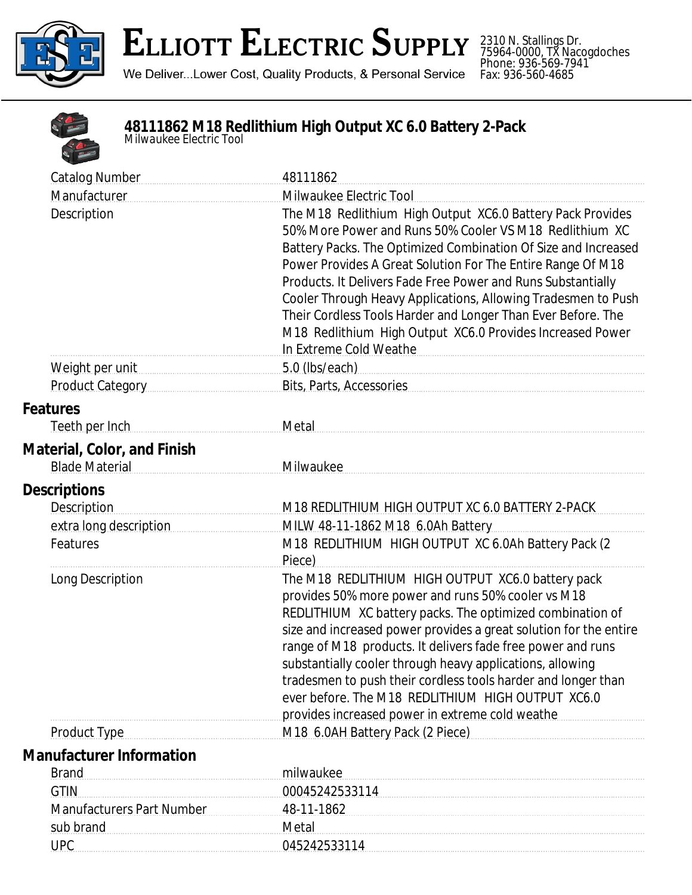# ELLIOTT ELECTRIC SUPPLY

We Deliver...Lower Cost, Quality Products, & Personal Service

2310 N. Stallings Dr.
75964-0000, TX Nacogdoches
Phone: 936-569-7941
Fax: 936-560-4685

## 48111862 M18 Redlithium High Output XC 6.0 Battery 2-Pack

*Milwaukee Electric Tool*

| | |
|---|---|
| Catalog Number | 48111862 |
| Manufacturer | Milwaukee Electric Tool |
| Description | The M18 Redlithium High Output XC6.0 Battery Pack Provides 50% More Power and Runs 50% Cooler VS M18 Redlithium XC Battery Packs. The Optimized Combination Of Size and Increased Power Provides A Great Solution For The Entire Range Of M18 Products. It Delivers Fade Free Power and Runs Substantially Cooler Through Heavy Applications, Allowing Tradesmen to Push Their Cordless Tools Harder and Longer Than Ever Before. The M18 Redlithium High Output XC6.0 Provides Increased Power In Extreme Cold Weathe |
| Weight per unit | 5.0 (lbs/each) |
| Product Category | Bits, Parts, Accessories |

### Features

| | |
|---|---|
| Teeth per Inch | Metal |

### Material, Color, and Finish

| | |
|---|---|
| Blade Material | Milwaukee |

### Descriptions

| | |
|---|---|
| Description | M18 REDLITHIUM HIGH OUTPUT XC 6.0 BATTERY 2-PACK |
| extra long description | MILW 48-11-1862 M18 6.0Ah Battery |
| Features | M18 REDLITHIUM HIGH OUTPUT XC 6.0Ah Battery Pack (2 Piece) |
| Long Description | The M18 REDLITHIUM HIGH OUTPUT XC6.0 battery pack provides 50% more power and runs 50% cooler vs M18 REDLITHIUM XC battery packs. The optimized combination of size and increased power provides a great solution for the entire range of M18 products. It delivers fade free power and runs substantially cooler through heavy applications, allowing tradesmen to push their cordless tools harder and longer than ever before. The M18 REDLITHIUM HIGH OUTPUT XC6.0 provides increased power in extreme cold weathe |
| Product Type | M18 6.0AH Battery Pack (2 Piece) |

### Manufacturer Information

| | |
|---|---|
| Brand | milwaukee |
| GTIN | 00045242533114 |
| Manufacturers Part Number | 48-11-1862 |
| sub brand | Metal |
| UPC | 045242533114 |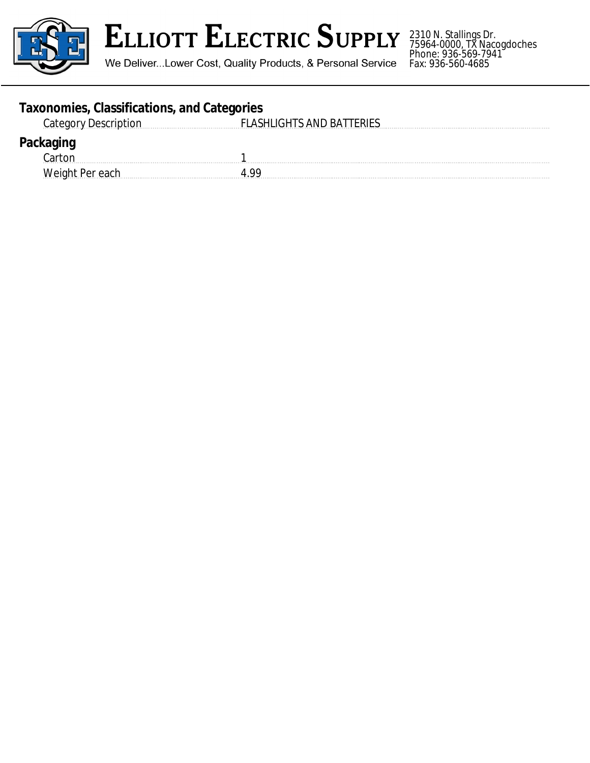## Taxonomies, Classifications, and Categories

| | |
|---|---|
| Category Description | FLASHLIGHTS AND BATTERIES |

## Packaging

| | |
|---|---|
| Carton | 1 |
| Weight Per each | 4.99 |